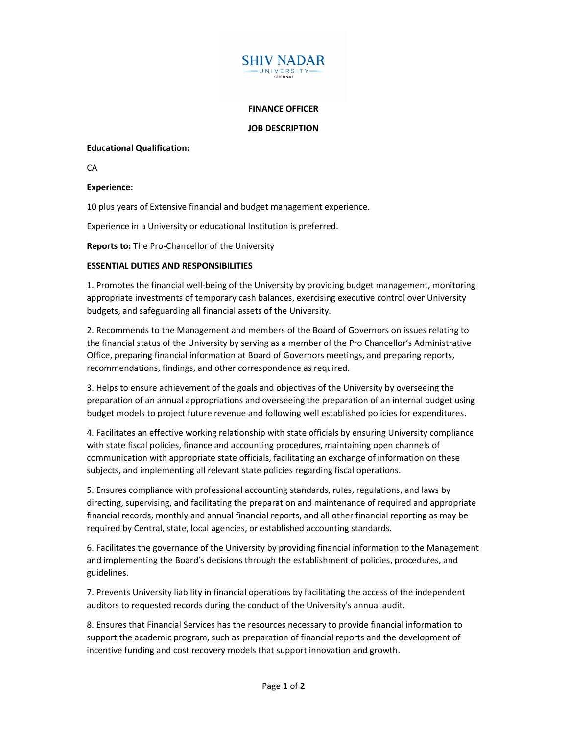SHIV NADAR UNIVERSITY CHENNAI

# FINANCE OFFICER

## JOB DESCRIPTION

**Educational Qualification:**

CA

**Experience:**

10 plus years of Extensive financial and budget management experience.

Experience in a University or educational Institution is preferred.

**Reports to:** The Pro-Chancellor of the University

**ESSENTIAL DUTIES AND RESPONSIBILITIES**

1. Promotes the financial well-being of the University by providing budget management, monitoring appropriate investments of temporary cash balances, exercising executive control over University budgets, and safeguarding all financial assets of the University.

2. Recommends to the Management and members of the Board of Governors on issues relating to the financial status of the University by serving as a member of the Pro Chancellor's Administrative Office, preparing financial information at Board of Governors meetings, and preparing reports, recommendations, findings, and other correspondence as required.

3. Helps to ensure achievement of the goals and objectives of the University by overseeing the preparation of an annual appropriations and overseeing the preparation of an internal budget using budget models to project future revenue and following well established policies for expenditures.

4. Facilitates an effective working relationship with state officials by ensuring University compliance with state fiscal policies, finance and accounting procedures, maintaining open channels of communication with appropriate state officials, facilitating an exchange of information on these subjects, and implementing all relevant state policies regarding fiscal operations.

5. Ensures compliance with professional accounting standards, rules, regulations, and laws by directing, supervising, and facilitating the preparation and maintenance of required and appropriate financial records, monthly and annual financial reports, and all other financial reporting as may be required by Central, state, local agencies, or established accounting standards.

6. Facilitates the governance of the University by providing financial information to the Management and implementing the Board's decisions through the establishment of policies, procedures, and guidelines.

7. Prevents University liability in financial operations by facilitating the access of the independent auditors to requested records during the conduct of the University's annual audit.

8. Ensures that Financial Services has the resources necessary to provide financial information to support the academic program, such as preparation of financial reports and the development of incentive funding and cost recovery models that support innovation and growth.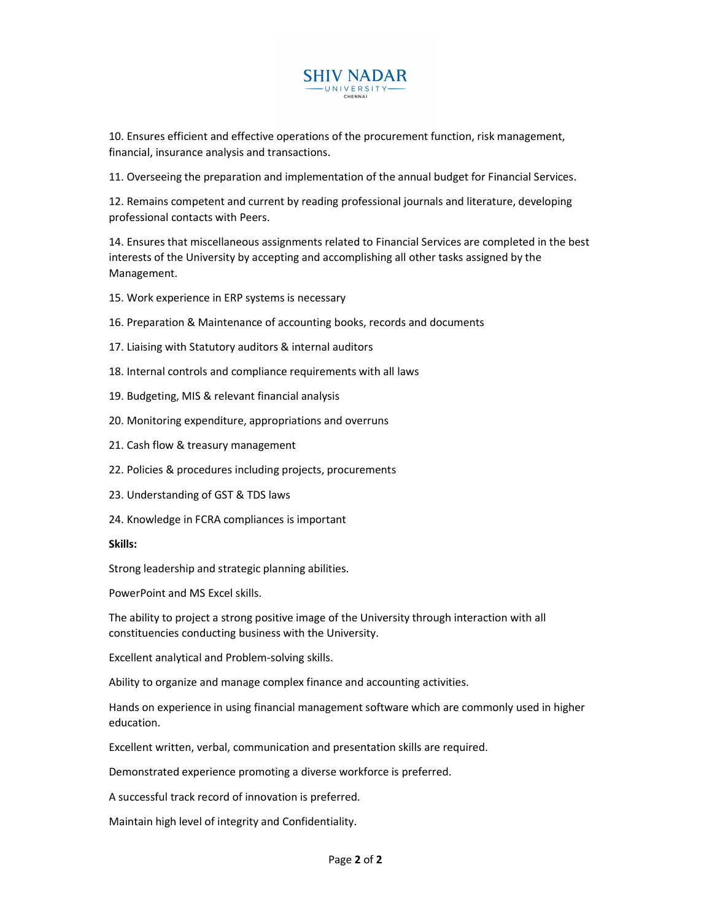10. Ensures efficient and effective operations of the procurement function, risk management, financial, insurance analysis and transactions.

11. Overseeing the preparation and implementation of the annual budget for Financial Services.

12. Remains competent and current by reading professional journals and literature, developing professional contacts with Peers.

14. Ensures that miscellaneous assignments related to Financial Services are completed in the best interests of the University by accepting and accomplishing all other tasks assigned by the Management.

15. Work experience in ERP systems is necessary

16. Preparation & Maintenance of accounting books, records and documents

17. Liaising with Statutory auditors & internal auditors

18. Internal controls and compliance requirements with all laws

19. Budgeting, MIS & relevant financial analysis

20. Monitoring expenditure, appropriations and overruns

21. Cash flow & treasury management

22. Policies & procedures including projects, procurements

23. Understanding of GST & TDS laws

24. Knowledge in FCRA compliances is important

**Skills:**

Strong leadership and strategic planning abilities.

PowerPoint and MS Excel skills.

The ability to project a strong positive image of the University through interaction with all constituencies conducting business with the University.

Excellent analytical and Problem-solving skills.

Ability to organize and manage complex finance and accounting activities.

Hands on experience in using financial management software which are commonly used in higher education.

Excellent written, verbal, communication and presentation skills are required.

Demonstrated experience promoting a diverse workforce is preferred.

A successful track record of innovation is preferred.

Maintain high level of integrity and Confidentiality.